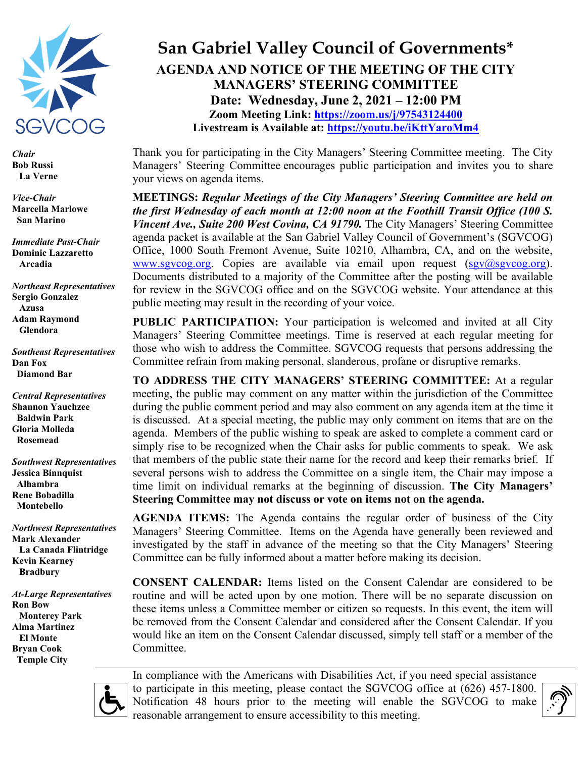# San Gabriel Valley Council of Governments*

## AGENDA AND NOTICE OF THE MEETING OF THE CITY MANAGERS' STEERING COMMITTEE

**Date: Wednesday, June 2, 2021 – 12:00 PM**

**Zoom Meeting Link: https://zoom.us/j/97543124400**

**Livestream is Available at: https://youtu.be/iKttYaroMm4**

*Chair*
**Bob Russi**
**La Verne**

*Vice-Chair*
**Marcella Marlowe**
**San Marino**

*Immediate Past-Chair*
**Dominic Lazzaretto**
**Arcadia**

*Northeast Representatives*
**Sergio Gonzalez**
**Azusa**
**Adam Raymond**
**Glendora**

*Southeast Representatives*
**Dan Fox**
**Diamond Bar**

*Central Representatives*
**Shannon Yauchzee**
**Baldwin Park**
**Gloria Molleda**
**Rosemead**

*Southwest Representatives*
**Jessica Binnquist**
**Alhambra**
**Rene Bobadilla**
**Montebello**

*Northwest Representatives*
**Mark Alexander**
**La Canada Flintridge**
**Kevin Kearney**
**Bradbury**

*At-Large Representatives*
**Ron Bow**
**Monterey Park**
**Alma Martinez**
**El Monte**
**Bryan Cook**
**Temple City**

Thank you for participating in the City Managers' Steering Committee meeting. The City Managers' Steering Committee encourages public participation and invites you to share your views on agenda items.

**MEETINGS:** ***Regular Meetings of the City Managers' Steering Committee are held on the first Wednesday of each month at 12:00 noon at the Foothill Transit Office (100 S. Vincent Ave., Suite 200 West Covina, CA 91790.*** The City Managers' Steering Committee agenda packet is available at the San Gabriel Valley Council of Government's (SGVCOG) Office, 1000 South Fremont Avenue, Suite 10210, Alhambra, CA, and on the website, www.sgvcog.org. Copies are available via email upon request (sgv@sgvcog.org). Documents distributed to a majority of the Committee after the posting will be available for review in the SGVCOG office and on the SGVCOG website. Your attendance at this public meeting may result in the recording of your voice.

**PUBLIC PARTICIPATION:** Your participation is welcomed and invited at all City Managers' Steering Committee meetings. Time is reserved at each regular meeting for those who wish to address the Committee. SGVCOG requests that persons addressing the Committee refrain from making personal, slanderous, profane or disruptive remarks.

**TO ADDRESS THE CITY MANAGERS' STEERING COMMITTEE:** At a regular meeting, the public may comment on any matter within the jurisdiction of the Committee during the public comment period and may also comment on any agenda item at the time it is discussed. At a special meeting, the public may only comment on items that are on the agenda. Members of the public wishing to speak are asked to complete a comment card or simply rise to be recognized when the Chair asks for public comments to speak. We ask that members of the public state their name for the record and keep their remarks brief. If several persons wish to address the Committee on a single item, the Chair may impose a time limit on individual remarks at the beginning of discussion. **The City Managers' Steering Committee may not discuss or vote on items not on the agenda.**

**AGENDA ITEMS:** The Agenda contains the regular order of business of the City Managers' Steering Committee. Items on the Agenda have generally been reviewed and investigated by the staff in advance of the meeting so that the City Managers' Steering Committee can be fully informed about a matter before making its decision.

**CONSENT CALENDAR:** Items listed on the Consent Calendar are considered to be routine and will be acted upon by one motion. There will be no separate discussion on these items unless a Committee member or citizen so requests. In this event, the item will be removed from the Consent Calendar and considered after the Consent Calendar. If you would like an item on the Consent Calendar discussed, simply tell staff or a member of the Committee.

In compliance with the Americans with Disabilities Act, if you need special assistance to participate in this meeting, please contact the SGVCOG office at (626) 457-1800. Notification 48 hours prior to the meeting will enable the SGVCOG to make reasonable arrangement to ensure accessibility to this meeting.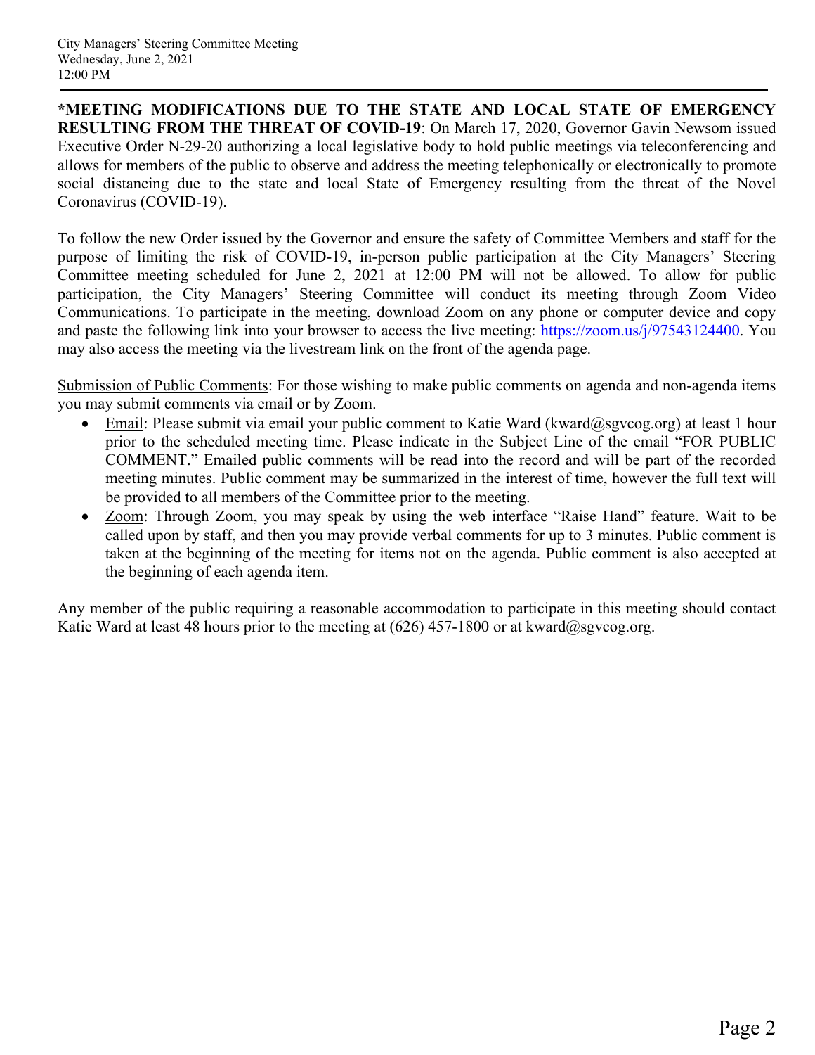**\*MEETING MODIFICATIONS DUE TO THE STATE AND LOCAL STATE OF EMERGENCY RESULTING FROM THE THREAT OF COVID-19**: On March 17, 2020, Governor Gavin Newsom issued Executive Order N-29-20 authorizing a local legislative body to hold public meetings via teleconferencing and allows for members of the public to observe and address the meeting telephonically or electronically to promote social distancing due to the state and local State of Emergency resulting from the threat of the Novel Coronavirus (COVID-19).

To follow the new Order issued by the Governor and ensure the safety of Committee Members and staff for the purpose of limiting the risk of COVID-19, in-person public participation at the City Managers' Steering Committee meeting scheduled for June 2, 2021 at 12:00 PM will not be allowed. To allow for public participation, the City Managers' Steering Committee will conduct its meeting through Zoom Video Communications. To participate in the meeting, download Zoom on any phone or computer device and copy and paste the following link into your browser to access the live meeting: [https://zoom.us/j/97543124400](https://zoom.us/j/97543124400). You may also access the meeting via the livestream link on the front of the agenda page.

<u>Submission of Public Comments</u>: For those wishing to make public comments on agenda and non-agenda items you may submit comments via email or by Zoom.

- <u>Email</u>: Please submit via email your public comment to Katie Ward (kward@sgvcog.org) at least 1 hour prior to the scheduled meeting time. Please indicate in the Subject Line of the email "FOR PUBLIC COMMENT." Emailed public comments will be read into the record and will be part of the recorded meeting minutes. Public comment may be summarized in the interest of time, however the full text will be provided to all members of the Committee prior to the meeting.
- <u>Zoom</u>: Through Zoom, you may speak by using the web interface "Raise Hand" feature. Wait to be called upon by staff, and then you may provide verbal comments for up to 3 minutes. Public comment is taken at the beginning of the meeting for items not on the agenda. Public comment is also accepted at the beginning of each agenda item.

Any member of the public requiring a reasonable accommodation to participate in this meeting should contact Katie Ward at least 48 hours prior to the meeting at (626) 457-1800 or at kward@sgvcog.org.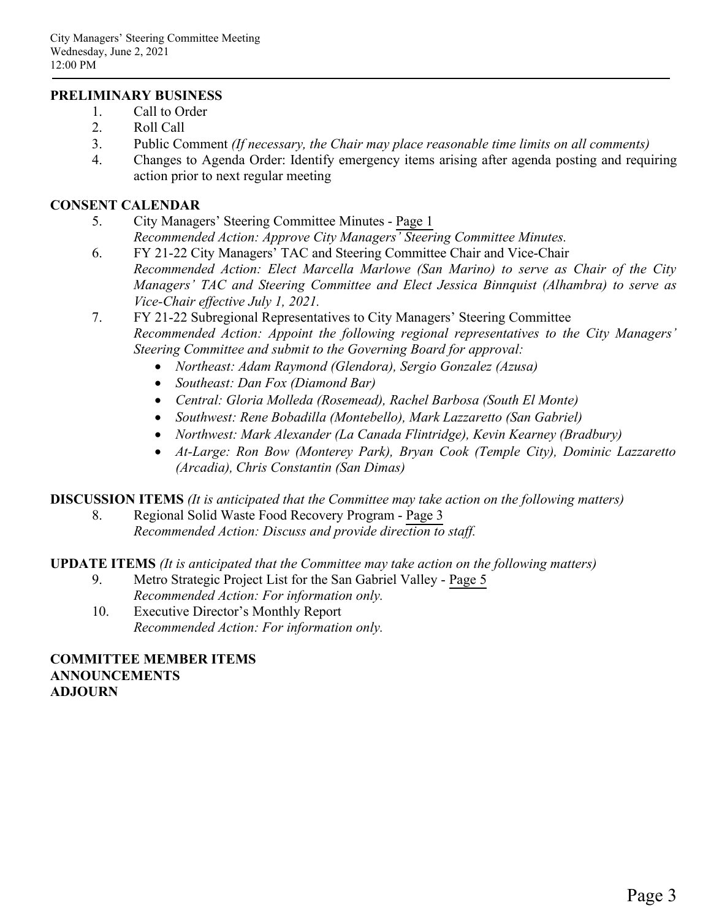City Managers' Steering Committee Meeting
Wednesday, June 2, 2021
12:00 PM

**PRELIMINARY BUSINESS**

1. Call to Order
2. Roll Call
3. Public Comment *(If necessary, the Chair may place reasonable time limits on all comments)*
4. Changes to Agenda Order: Identify emergency items arising after agenda posting and requiring action prior to next regular meeting

**CONSENT CALENDAR**

5. City Managers' Steering Committee Minutes - Page 1
   *Recommended Action: Approve City Managers' Steering Committee Minutes.*
6. FY 21-22 City Managers' TAC and Steering Committee Chair and Vice-Chair
   *Recommended Action: Elect Marcella Marlowe (San Marino) to serve as Chair of the City Managers' TAC and Steering Committee and Elect Jessica Binnquist (Alhambra) to serve as Vice-Chair effective July 1, 2021.*
7. FY 21-22 Subregional Representatives to City Managers' Steering Committee
   *Recommended Action: Appoint the following regional representatives to the City Managers' Steering Committee and submit to the Governing Board for approval:*
   - *Northeast: Adam Raymond (Glendora), Sergio Gonzalez (Azusa)*
   - *Southeast: Dan Fox (Diamond Bar)*
   - *Central: Gloria Molleda (Rosemead), Rachel Barbosa (South El Monte)*
   - *Southwest: Rene Bobadilla (Montebello), Mark Lazzaretto (San Gabriel)*
   - *Northwest: Mark Alexander (La Canada Flintridge), Kevin Kearney (Bradbury)*
   - *At-Large: Ron Bow (Monterey Park), Bryan Cook (Temple City), Dominic Lazzaretto (Arcadia), Chris Constantin (San Dimas)*

**DISCUSSION ITEMS** *(It is anticipated that the Committee may take action on the following matters)*

8. Regional Solid Waste Food Recovery Program - Page 3
   *Recommended Action: Discuss and provide direction to staff.*

**UPDATE ITEMS** *(It is anticipated that the Committee may take action on the following matters)*

9. Metro Strategic Project List for the San Gabriel Valley - Page 5
   *Recommended Action: For information only.*
10. Executive Director's Monthly Report
    *Recommended Action: For information only.*

**COMMITTEE MEMBER ITEMS**
**ANNOUNCEMENTS**
**ADJOURN**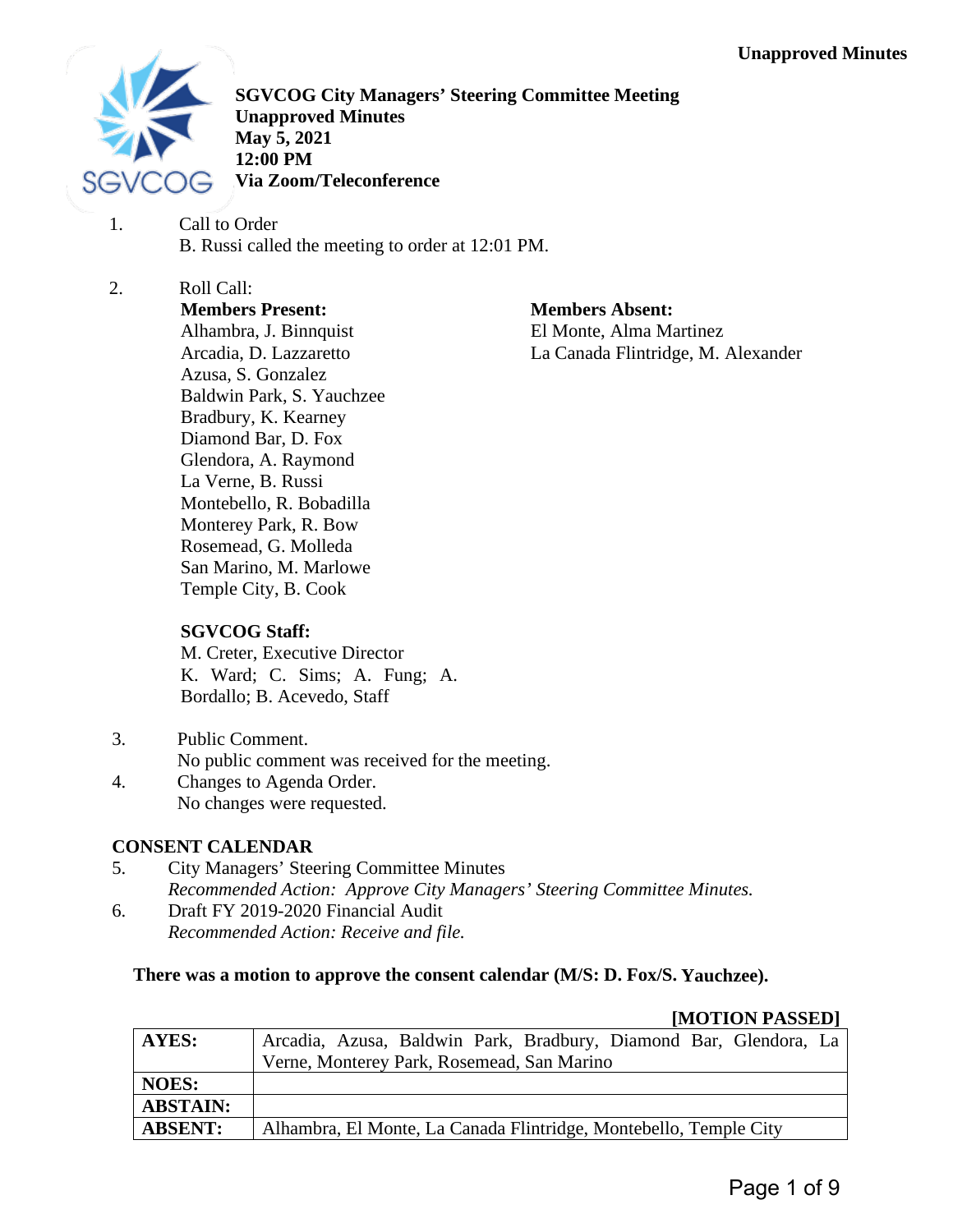**Unapproved Minutes**

**SGVCOG City Managers' Steering Committee Meeting**
**Unapproved Minutes**
**May 5, 2021**
**12:00 PM**
**Via Zoom/Teleconference**

1. Call to Order
   B. Russi called the meeting to order at 12:01 PM.

2. Roll Call:

**Members Present:**
Alhambra, J. Binnquist
Arcadia, D. Lazzaretto
Azusa, S. Gonzalez
Baldwin Park, S. Yauchzee
Bradbury, K. Kearney
Diamond Bar, D. Fox
Glendora, A. Raymond
La Verne, B. Russi
Montebello, R. Bobadilla
Monterey Park, R. Bow
Rosemead, G. Molleda
San Marino, M. Marlowe
Temple City, B. Cook

**Members Absent:**
El Monte, Alma Martinez
La Canada Flintridge, M. Alexander

**SGVCOG Staff:**
M. Creter, Executive Director
K. Ward; C. Sims; A. Fung; A. Bordallo; B. Acevedo, Staff

3. Public Comment.
   No public comment was received for the meeting.
4. Changes to Agenda Order.
   No changes were requested.

**CONSENT CALENDAR**

5. City Managers' Steering Committee Minutes
   *Recommended Action: Approve City Managers' Steering Committee Minutes.*
6. Draft FY 2019-2020 Financial Audit
   *Recommended Action: Receive and file.*

**There was a motion to approve the consent calendar (M/S: D. Fox/S. Yauchzee).**

**[MOTION PASSED]**

| | |
|---|---|
| **AYES:** | Arcadia, Azusa, Baldwin Park, Bradbury, Diamond Bar, Glendora, La Verne, Monterey Park, Rosemead, San Marino |
| **NOES:** | |
| **ABSTAIN:** | |
| **ABSENT:** | Alhambra, El Monte, La Canada Flintridge, Montebello, Temple City |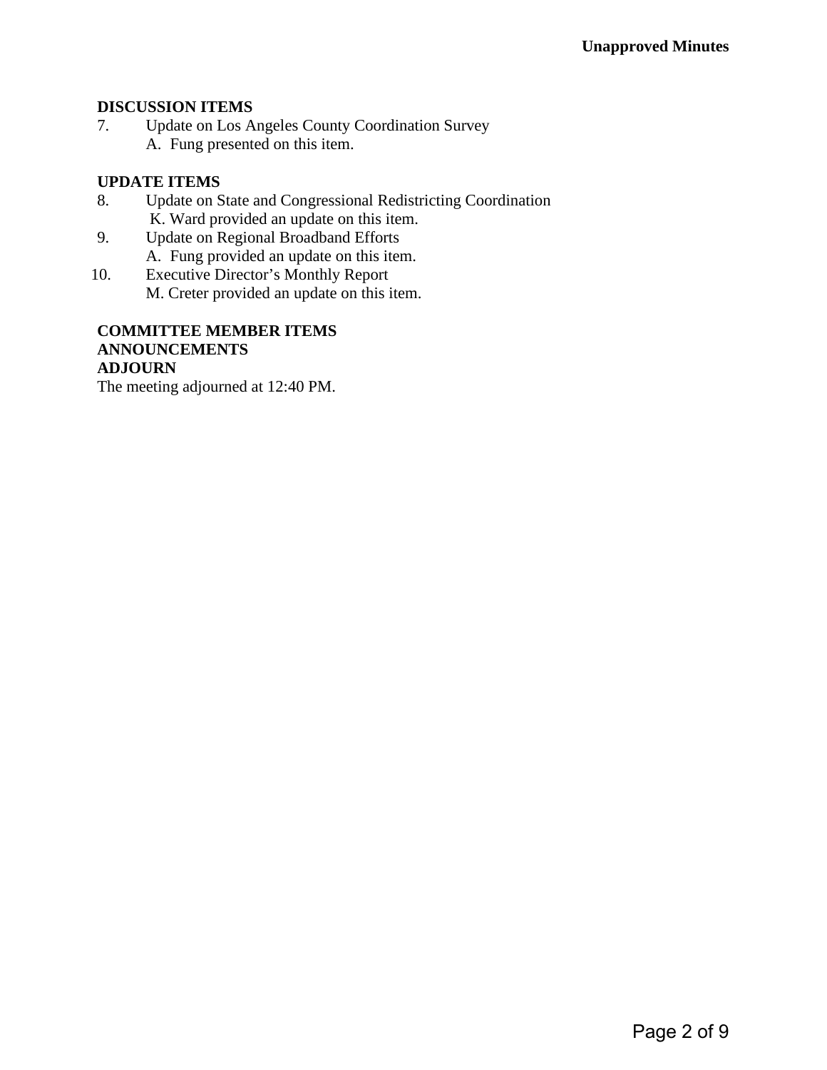**Unapproved Minutes**

**DISCUSSION ITEMS**

7. Update on Los Angeles County Coordination Survey
   A. Fung presented on this item.

**UPDATE ITEMS**

8. Update on State and Congressional Redistricting Coordination
   K. Ward provided an update on this item.
9. Update on Regional Broadband Efforts
   A. Fung provided an update on this item.
10. Executive Director's Monthly Report
    M. Creter provided an update on this item.

**COMMITTEE MEMBER ITEMS**

**ANNOUNCEMENTS**

**ADJOURN**

The meeting adjourned at 12:40 PM.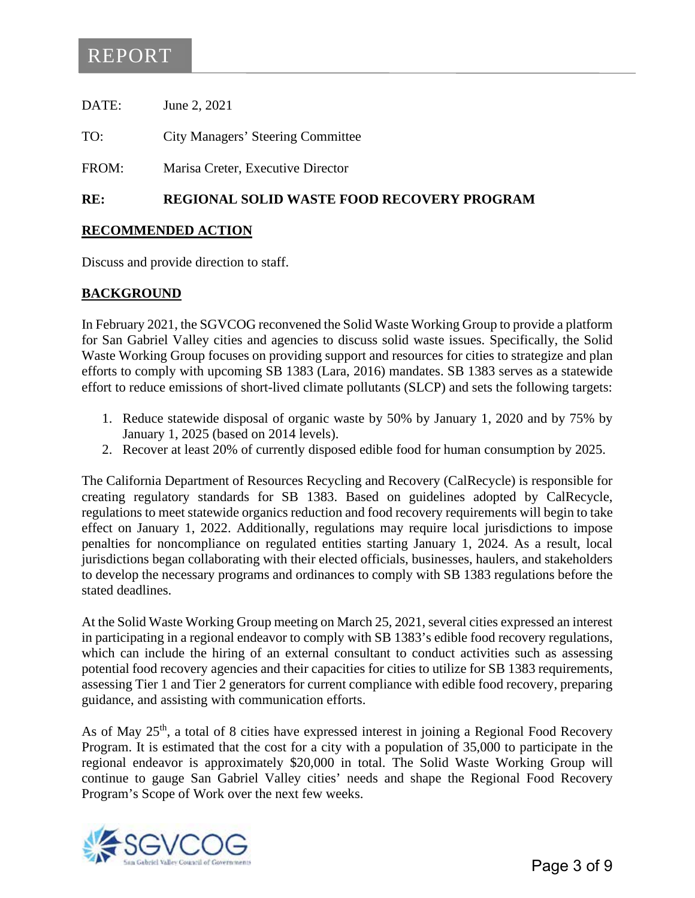# REPORT

DATE: June 2, 2021

TO: City Managers' Steering Committee

FROM: Marisa Creter, Executive Director

**RE: REGIONAL SOLID WASTE FOOD RECOVERY PROGRAM**

## RECOMMENDED ACTION

Discuss and provide direction to staff.

## BACKGROUND

In February 2021, the SGVCOG reconvened the Solid Waste Working Group to provide a platform for San Gabriel Valley cities and agencies to discuss solid waste issues. Specifically, the Solid Waste Working Group focuses on providing support and resources for cities to strategize and plan efforts to comply with upcoming SB 1383 (Lara, 2016) mandates. SB 1383 serves as a statewide effort to reduce emissions of short-lived climate pollutants (SLCP) and sets the following targets:

1. Reduce statewide disposal of organic waste by 50% by January 1, 2020 and by 75% by January 1, 2025 (based on 2014 levels).
2. Recover at least 20% of currently disposed edible food for human consumption by 2025.

The California Department of Resources Recycling and Recovery (CalRecycle) is responsible for creating regulatory standards for SB 1383. Based on guidelines adopted by CalRecycle, regulations to meet statewide organics reduction and food recovery requirements will begin to take effect on January 1, 2022. Additionally, regulations may require local jurisdictions to impose penalties for noncompliance on regulated entities starting January 1, 2024. As a result, local jurisdictions began collaborating with their elected officials, businesses, haulers, and stakeholders to develop the necessary programs and ordinances to comply with SB 1383 regulations before the stated deadlines.

At the Solid Waste Working Group meeting on March 25, 2021, several cities expressed an interest in participating in a regional endeavor to comply with SB 1383's edible food recovery regulations, which can include the hiring of an external consultant to conduct activities such as assessing potential food recovery agencies and their capacities for cities to utilize for SB 1383 requirements, assessing Tier 1 and Tier 2 generators for current compliance with edible food recovery, preparing guidance, and assisting with communication efforts.

As of May 25th, a total of 8 cities have expressed interest in joining a Regional Food Recovery Program. It is estimated that the cost for a city with a population of 35,000 to participate in the regional endeavor is approximately $20,000 in total. The Solid Waste Working Group will continue to gauge San Gabriel Valley cities' needs and shape the Regional Food Recovery Program's Scope of Work over the next few weeks.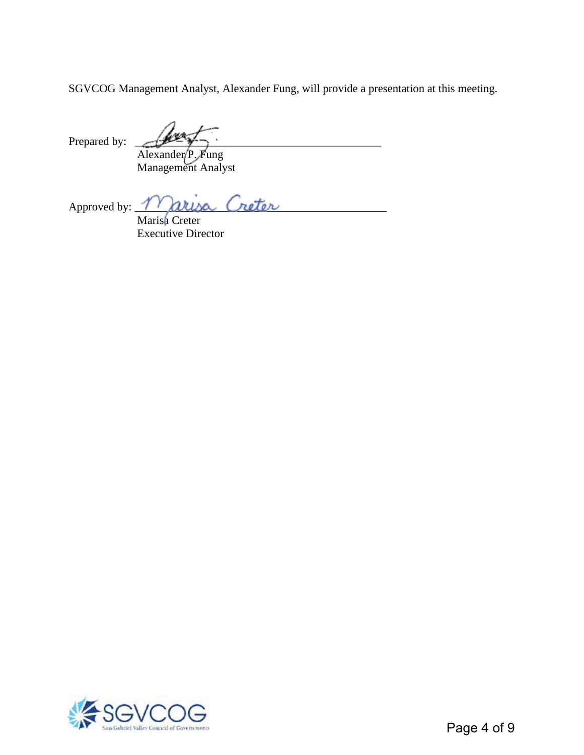SGVCOG Management Analyst, Alexander Fung, will provide a presentation at this meeting.

Prepared by: ____________________________________________
Alexander P. Fung
Management Analyst

Approved by: ____________________________________________
Marisa Creter
Executive Director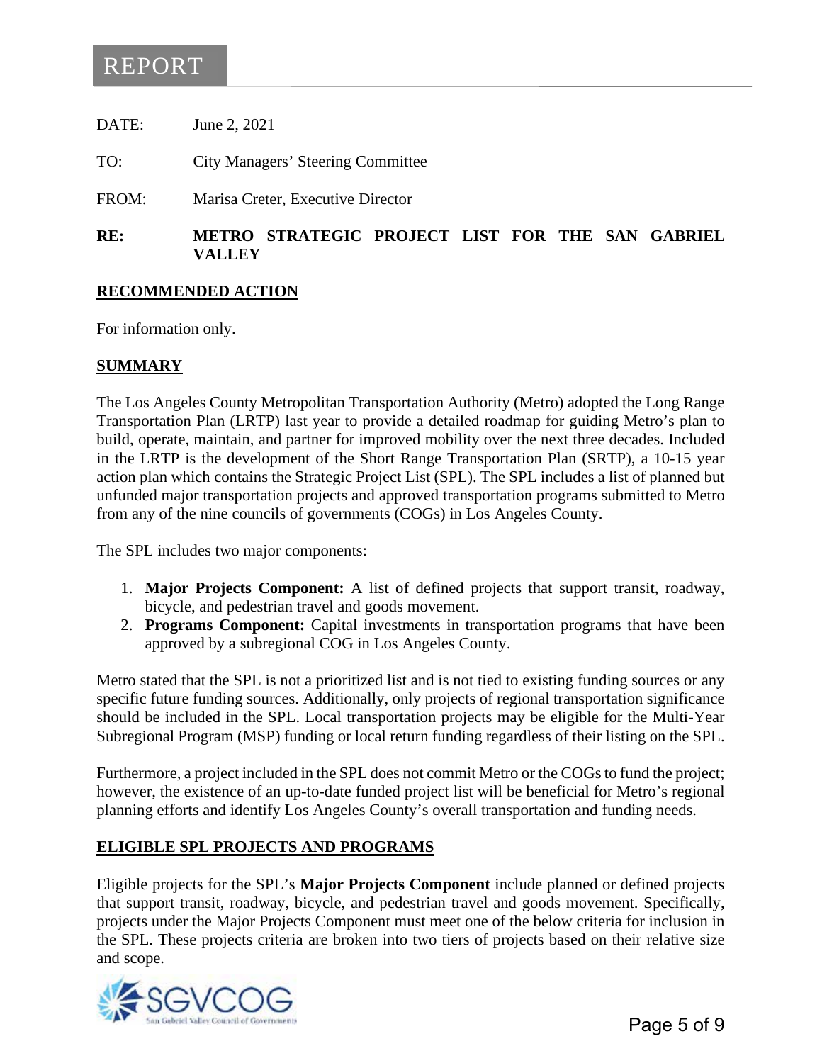# REPORT

DATE: June 2, 2021

TO: City Managers' Steering Committee

FROM: Marisa Creter, Executive Director

**RE: METRO STRATEGIC PROJECT LIST FOR THE SAN GABRIEL VALLEY**

## RECOMMENDED ACTION

For information only.

## SUMMARY

The Los Angeles County Metropolitan Transportation Authority (Metro) adopted the Long Range Transportation Plan (LRTP) last year to provide a detailed roadmap for guiding Metro's plan to build, operate, maintain, and partner for improved mobility over the next three decades. Included in the LRTP is the development of the Short Range Transportation Plan (SRTP), a 10-15 year action plan which contains the Strategic Project List (SPL). The SPL includes a list of planned but unfunded major transportation projects and approved transportation programs submitted to Metro from any of the nine councils of governments (COGs) in Los Angeles County.

The SPL includes two major components:

1. **Major Projects Component:** A list of defined projects that support transit, roadway, bicycle, and pedestrian travel and goods movement.
2. **Programs Component:** Capital investments in transportation programs that have been approved by a subregional COG in Los Angeles County.

Metro stated that the SPL is not a prioritized list and is not tied to existing funding sources or any specific future funding sources. Additionally, only projects of regional transportation significance should be included in the SPL. Local transportation projects may be eligible for the Multi-Year Subregional Program (MSP) funding or local return funding regardless of their listing on the SPL.

Furthermore, a project included in the SPL does not commit Metro or the COGs to fund the project; however, the existence of an up-to-date funded project list will be beneficial for Metro's regional planning efforts and identify Los Angeles County's overall transportation and funding needs.

## ELIGIBLE SPL PROJECTS AND PROGRAMS

Eligible projects for the SPL's **Major Projects Component** include planned or defined projects that support transit, roadway, bicycle, and pedestrian travel and goods movement. Specifically, projects under the Major Projects Component must meet one of the below criteria for inclusion in the SPL. These projects criteria are broken into two tiers of projects based on their relative size and scope.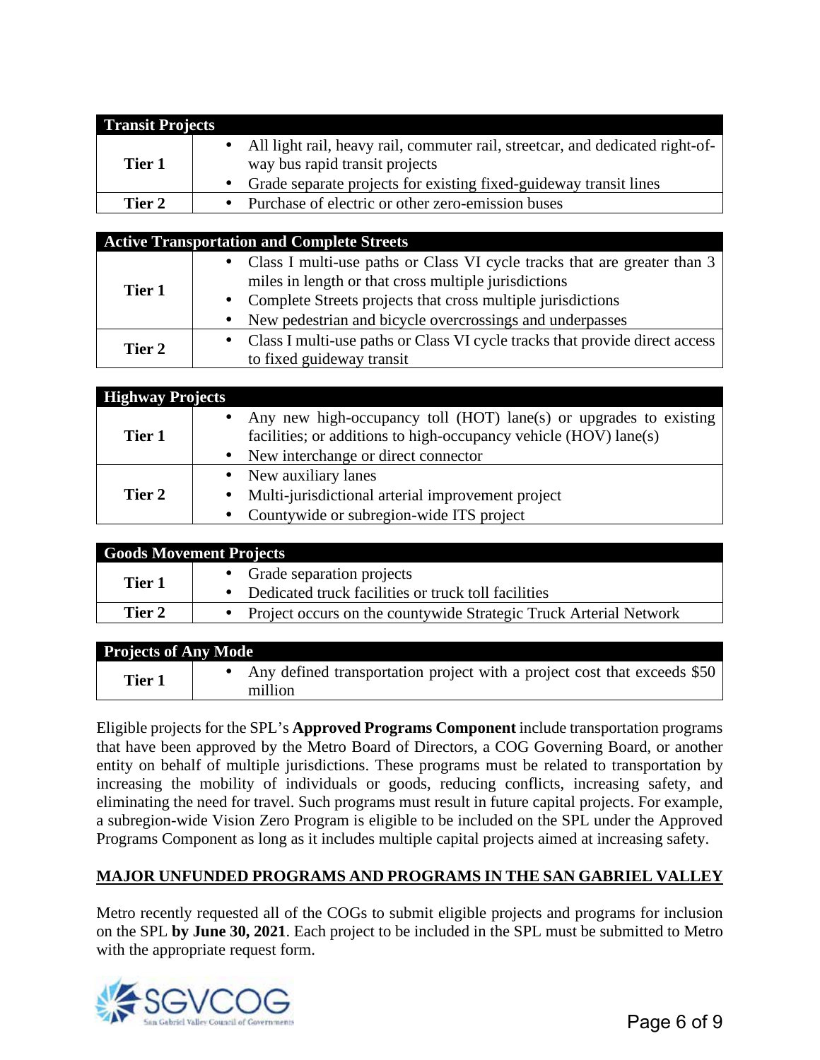| Transit Projects | |
|---|---|
| **Tier 1** | • All light rail, heavy rail, commuter rail, streetcar, and dedicated right-of-way bus rapid transit projects<br>• Grade separate projects for existing fixed-guideway transit lines |
| **Tier 2** | • Purchase of electric or other zero-emission buses |

| Active Transportation and Complete Streets | |
|---|---|
| **Tier 1** | • Class I multi-use paths or Class VI cycle tracks that are greater than 3 miles in length or that cross multiple jurisdictions<br>• Complete Streets projects that cross multiple jurisdictions<br>• New pedestrian and bicycle overcrossings and underpasses |
| **Tier 2** | • Class I multi-use paths or Class VI cycle tracks that provide direct access to fixed guideway transit |

| Highway Projects | |
|---|---|
| **Tier 1** | • Any new high-occupancy toll (HOT) lane(s) or upgrades to existing facilities; or additions to high-occupancy vehicle (HOV) lane(s)<br>• New interchange or direct connector |
| **Tier 2** | • New auxiliary lanes<br>• Multi-jurisdictional arterial improvement project<br>• Countywide or subregion-wide ITS project |

| Goods Movement Projects | |
|---|---|
| **Tier 1** | • Grade separation projects<br>• Dedicated truck facilities or truck toll facilities |
| **Tier 2** | • Project occurs on the countywide Strategic Truck Arterial Network |

| Projects of Any Mode | |
|---|---|
| **Tier 1** | • Any defined transportation project with a project cost that exceeds $50 million |

Eligible projects for the SPL's **Approved Programs Component** include transportation programs that have been approved by the Metro Board of Directors, a COG Governing Board, or another entity on behalf of multiple jurisdictions. These programs must be related to transportation by increasing the mobility of individuals or goods, reducing conflicts, increasing safety, and eliminating the need for travel. Such programs must result in future capital projects. For example, a subregion-wide Vision Zero Program is eligible to be included on the SPL under the Approved Programs Component as long as it includes multiple capital projects aimed at increasing safety.

## MAJOR UNFUNDED PROGRAMS AND PROGRAMS IN THE SAN GABRIEL VALLEY

Metro recently requested all of the COGs to submit eligible projects and programs for inclusion on the SPL **by June 30, 2021**. Each project to be included in the SPL must be submitted to Metro with the appropriate request form.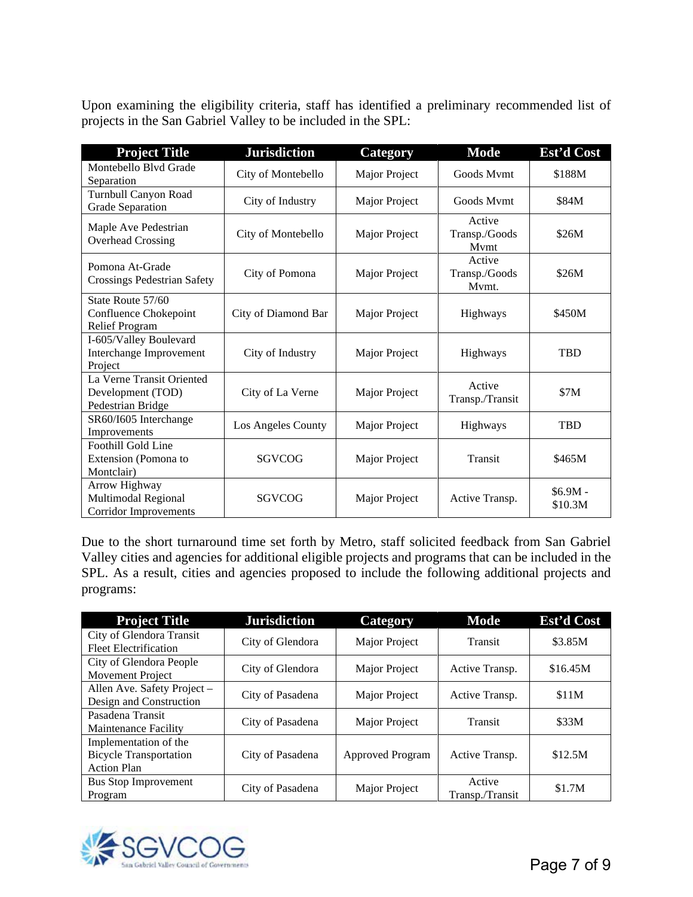Upon examining the eligibility criteria, staff has identified a preliminary recommended list of projects in the San Gabriel Valley to be included in the SPL:

| Project Title | Jurisdiction | Category | Mode | Est'd Cost |
|---|---|---|---|---|
| Montebello Blvd Grade Separation | City of Montebello | Major Project | Goods Mvmt | $188M |
| Turnbull Canyon Road Grade Separation | City of Industry | Major Project | Goods Mvmt | $84M |
| Maple Ave Pedestrian Overhead Crossing | City of Montebello | Major Project | Active Transp./Goods Mvmt | $26M |
| Pomona At-Grade Crossings Pedestrian Safety | City of Pomona | Major Project | Active Transp./Goods Mvmt. | $26M |
| State Route 57/60 Confluence Chokepoint Relief Program | City of Diamond Bar | Major Project | Highways | $450M |
| I-605/Valley Boulevard Interchange Improvement Project | City of Industry | Major Project | Highways | TBD |
| La Verne Transit Oriented Development (TOD) Pedestrian Bridge | City of La Verne | Major Project | Active Transp./Transit | $7M |
| SR60/I605 Interchange Improvements | Los Angeles County | Major Project | Highways | TBD |
| Foothill Gold Line Extension (Pomona to Montclair) | SGVCOG | Major Project | Transit | $465M |
| Arrow Highway Multimodal Regional Corridor Improvements | SGVCOG | Major Project | Active Transp. | $6.9M - $10.3M |

Due to the short turnaround time set forth by Metro, staff solicited feedback from San Gabriel Valley cities and agencies for additional eligible projects and programs that can be included in the SPL. As a result, cities and agencies proposed to include the following additional projects and programs:

| Project Title | Jurisdiction | Category | Mode | Est'd Cost |
|---|---|---|---|---|
| City of Glendora Transit Fleet Electrification | City of Glendora | Major Project | Transit | $3.85M |
| City of Glendora People Movement Project | City of Glendora | Major Project | Active Transp. | $16.45M |
| Allen Ave. Safety Project – Design and Construction | City of Pasadena | Major Project | Active Transp. | $11M |
| Pasadena Transit Maintenance Facility | City of Pasadena | Major Project | Transit | $33M |
| Implementation of the Bicycle Transportation Action Plan | City of Pasadena | Approved Program | Active Transp. | $12.5M |
| Bus Stop Improvement Program | City of Pasadena | Major Project | Active Transp./Transit | $1.7M |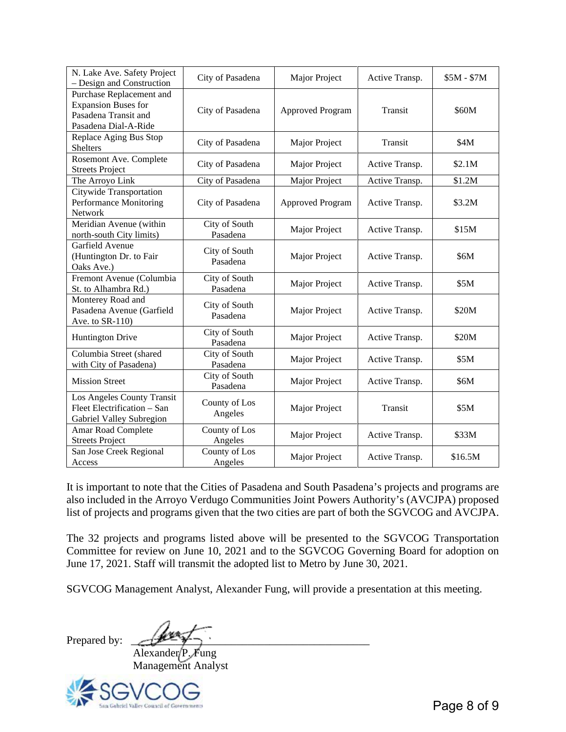| N. Lake Ave. Safety Project – Design and Construction | City of Pasadena | Major Project | Active Transp. | $5M - $7M |
|---|---|---|---|---|
| Purchase Replacement and Expansion Buses for Pasadena Transit and Pasadena Dial-A-Ride | City of Pasadena | Approved Program | Transit | $60M |
| Replace Aging Bus Stop Shelters | City of Pasadena | Major Project | Transit | $4M |
| Rosemont Ave. Complete Streets Project | City of Pasadena | Major Project | Active Transp. | $2.1M |
| The Arroyo Link | City of Pasadena | Major Project | Active Transp. | $1.2M |
| Citywide Transportation Performance Monitoring Network | City of Pasadena | Approved Program | Active Transp. | $3.2M |
| Meridian Avenue (within north-south City limits) | City of South Pasadena | Major Project | Active Transp. | $15M |
| Garfield Avenue (Huntington Dr. to Fair Oaks Ave.) | City of South Pasadena | Major Project | Active Transp. | $6M |
| Fremont Avenue (Columbia St. to Alhambra Rd.) | City of South Pasadena | Major Project | Active Transp. | $5M |
| Monterey Road and Pasadena Avenue (Garfield Ave. to SR-110) | City of South Pasadena | Major Project | Active Transp. | $20M |
| Huntington Drive | City of South Pasadena | Major Project | Active Transp. | $20M |
| Columbia Street (shared with City of Pasadena) | City of South Pasadena | Major Project | Active Transp. | $5M |
| Mission Street | City of South Pasadena | Major Project | Active Transp. | $6M |
| Los Angeles County Transit Fleet Electrification – San Gabriel Valley Subregion | County of Los Angeles | Major Project | Transit | $5M |
| Amar Road Complete Streets Project | County of Los Angeles | Major Project | Active Transp. | $33M |
| San Jose Creek Regional Access | County of Los Angeles | Major Project | Active Transp. | $16.5M |

It is important to note that the Cities of Pasadena and South Pasadena's projects and programs are also included in the Arroyo Verdugo Communities Joint Powers Authority's (AVCJPA) proposed list of projects and programs given that the two cities are part of both the SGVCOG and AVCJPA.

The 32 projects and programs listed above will be presented to the SGVCOG Transportation Committee for review on June 10, 2021 and to the SGVCOG Governing Board for adoption on June 17, 2021. Staff will transmit the adopted list to Metro by June 30, 2021.

SGVCOG Management Analyst, Alexander Fung, will provide a presentation at this meeting.

Prepared by: ____________________________________
Alexander P. Fung
Management Analyst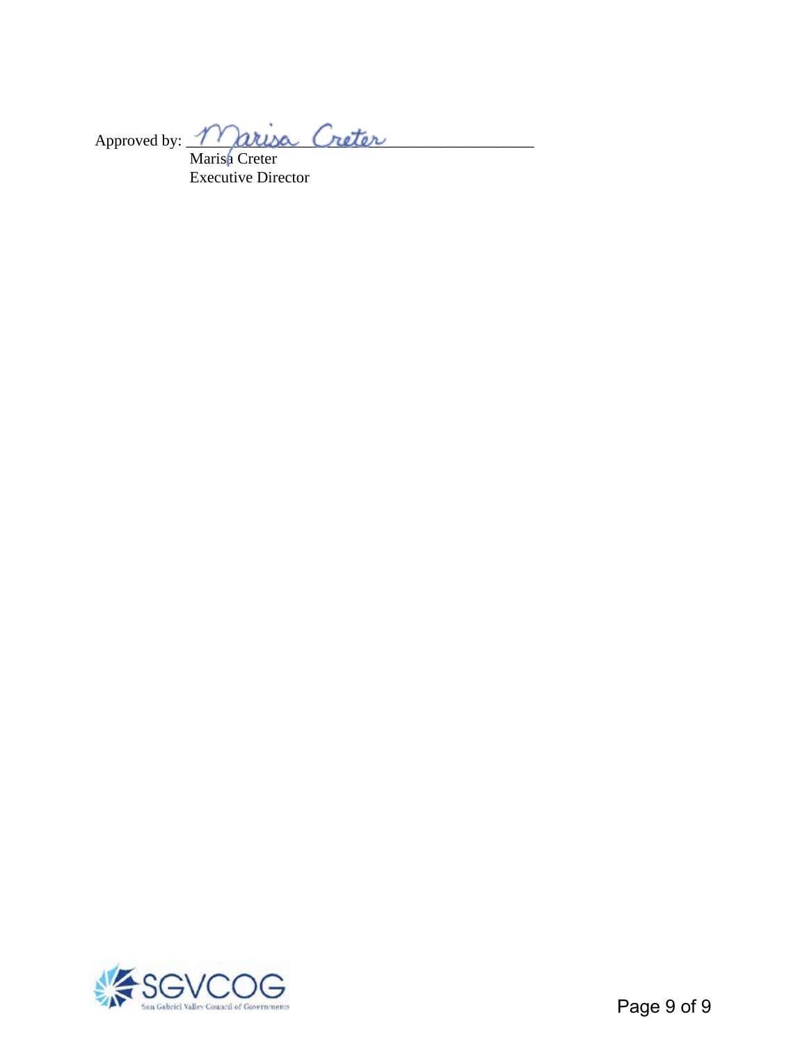Approved by: _Marisa Creter_ ____________________

Marisa Creter
Executive Director